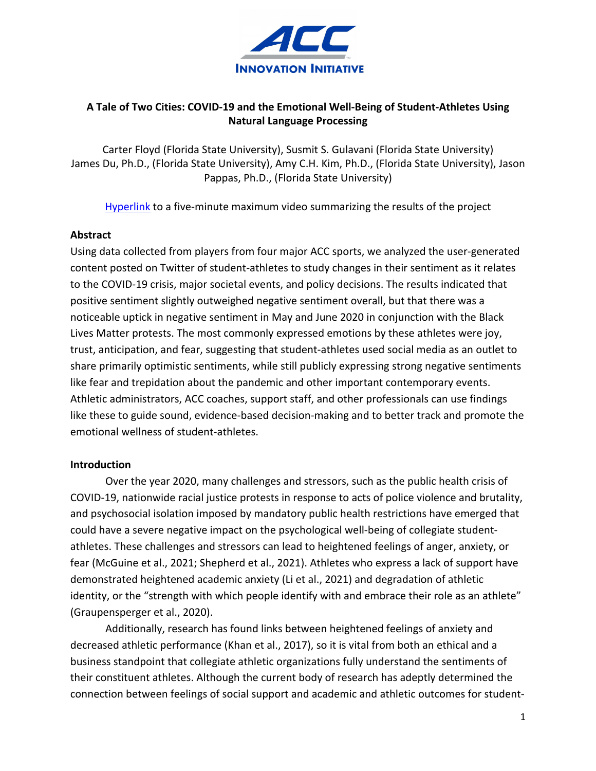**A Tale of Two Cities: COVID-19 and the Emotional Well-Being of Student-Athletes Using Natural Language Processing**

Carter Floyd (Florida State University), Susmit S. Gulavani (Florida State University) James Du, Ph.D., (Florida State University), Amy C.H. Kim, Ph.D., (Florida State University), Jason Pappas, Ph.D., (Florida State University)

Hyperlink to a five-minute maximum video summarizing the results of the project

## Abstract

Using data collected from players from four major ACC sports, we analyzed the user-generated content posted on Twitter of student-athletes to study changes in their sentiment as it relates to the COVID-19 crisis, major societal events, and policy decisions. The results indicated that positive sentiment slightly outweighed negative sentiment overall, but that there was a noticeable uptick in negative sentiment in May and June 2020 in conjunction with the Black Lives Matter protests. The most commonly expressed emotions by these athletes were joy, trust, anticipation, and fear, suggesting that student-athletes used social media as an outlet to share primarily optimistic sentiments, while still publicly expressing strong negative sentiments like fear and trepidation about the pandemic and other important contemporary events. Athletic administrators, ACC coaches, support staff, and other professionals can use findings like these to guide sound, evidence-based decision-making and to better track and promote the emotional wellness of student-athletes.

## Introduction

Over the year 2020, many challenges and stressors, such as the public health crisis of COVID-19, nationwide racial justice protests in response to acts of police violence and brutality, and psychosocial isolation imposed by mandatory public health restrictions have emerged that could have a severe negative impact on the psychological well-being of collegiate student-athletes. These challenges and stressors can lead to heightened feelings of anger, anxiety, or fear (McGuine et al., 2021; Shepherd et al., 2021). Athletes who express a lack of support have demonstrated heightened academic anxiety (Li et al., 2021) and degradation of athletic identity, or the "strength with which people identify with and embrace their role as an athlete" (Graupensperger et al., 2020).

Additionally, research has found links between heightened feelings of anxiety and decreased athletic performance (Khan et al., 2017), so it is vital from both an ethical and a business standpoint that collegiate athletic organizations fully understand the sentiments of their constituent athletes. Although the current body of research has adeptly determined the connection between feelings of social support and academic and athletic outcomes for student-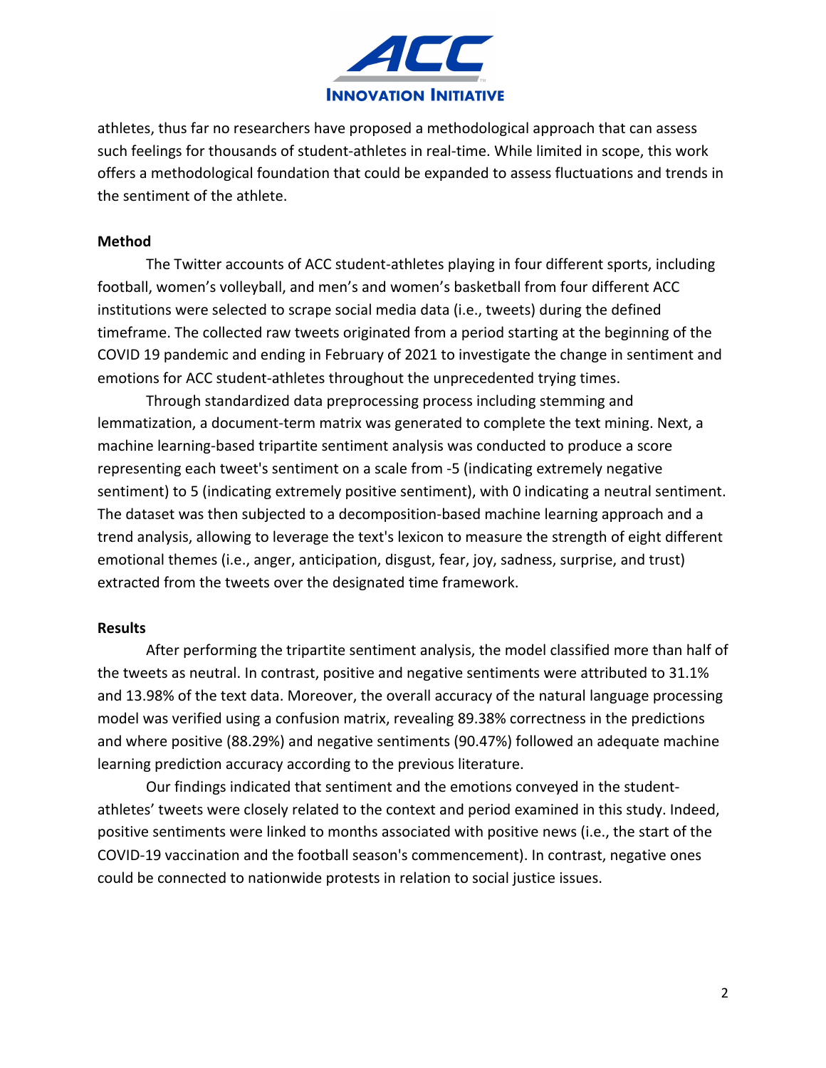athletes, thus far no researchers have proposed a methodological approach that can assess such feelings for thousands of student-athletes in real-time. While limited in scope, this work offers a methodological foundation that could be expanded to assess fluctuations and trends in the sentiment of the athlete.

**Method**

The Twitter accounts of ACC student-athletes playing in four different sports, including football, women's volleyball, and men's and women's basketball from four different ACC institutions were selected to scrape social media data (i.e., tweets) during the defined timeframe. The collected raw tweets originated from a period starting at the beginning of the COVID 19 pandemic and ending in February of 2021 to investigate the change in sentiment and emotions for ACC student-athletes throughout the unprecedented trying times.

Through standardized data preprocessing process including stemming and lemmatization, a document-term matrix was generated to complete the text mining. Next, a machine learning-based tripartite sentiment analysis was conducted to produce a score representing each tweet's sentiment on a scale from -5 (indicating extremely negative sentiment) to 5 (indicating extremely positive sentiment), with 0 indicating a neutral sentiment. The dataset was then subjected to a decomposition-based machine learning approach and a trend analysis, allowing to leverage the text's lexicon to measure the strength of eight different emotional themes (i.e., anger, anticipation, disgust, fear, joy, sadness, surprise, and trust) extracted from the tweets over the designated time framework.

**Results**

After performing the tripartite sentiment analysis, the model classified more than half of the tweets as neutral. In contrast, positive and negative sentiments were attributed to 31.1% and 13.98% of the text data. Moreover, the overall accuracy of the natural language processing model was verified using a confusion matrix, revealing 89.38% correctness in the predictions and where positive (88.29%) and negative sentiments (90.47%) followed an adequate machine learning prediction accuracy according to the previous literature.

Our findings indicated that sentiment and the emotions conveyed in the student-athletes' tweets were closely related to the context and period examined in this study. Indeed, positive sentiments were linked to months associated with positive news (i.e., the start of the COVID-19 vaccination and the football season's commencement). In contrast, negative ones could be connected to nationwide protests in relation to social justice issues.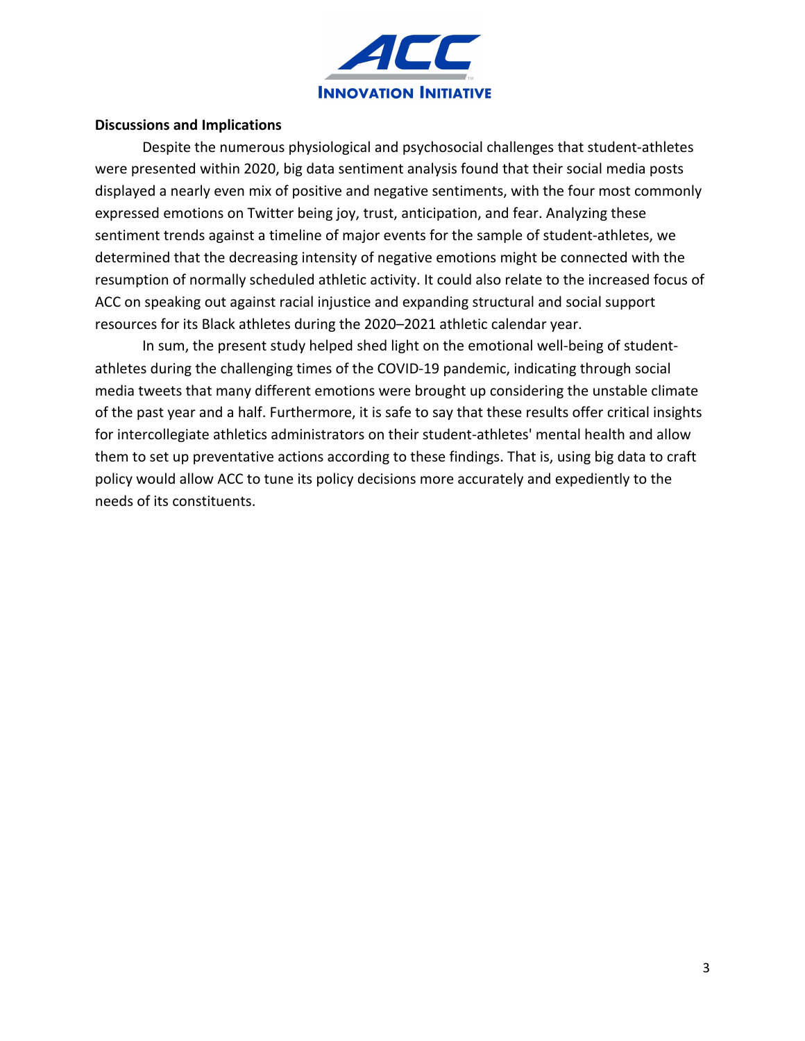**Discussions and Implications**

Despite the numerous physiological and psychosocial challenges that student-athletes were presented within 2020, big data sentiment analysis found that their social media posts displayed a nearly even mix of positive and negative sentiments, with the four most commonly expressed emotions on Twitter being joy, trust, anticipation, and fear. Analyzing these sentiment trends against a timeline of major events for the sample of student-athletes, we determined that the decreasing intensity of negative emotions might be connected with the resumption of normally scheduled athletic activity. It could also relate to the increased focus of ACC on speaking out against racial injustice and expanding structural and social support resources for its Black athletes during the 2020–2021 athletic calendar year.

In sum, the present study helped shed light on the emotional well-being of student-athletes during the challenging times of the COVID-19 pandemic, indicating through social media tweets that many different emotions were brought up considering the unstable climate of the past year and a half. Furthermore, it is safe to that these results offer critical insights for intercollegiate athletics administrators on their student-athletes' mental health and allow them to set up preventative actions according to these findings. That is, using big data to craft policy would allow ACC to tune its policy decisions more accurately and expediently to the needs of its constituents.